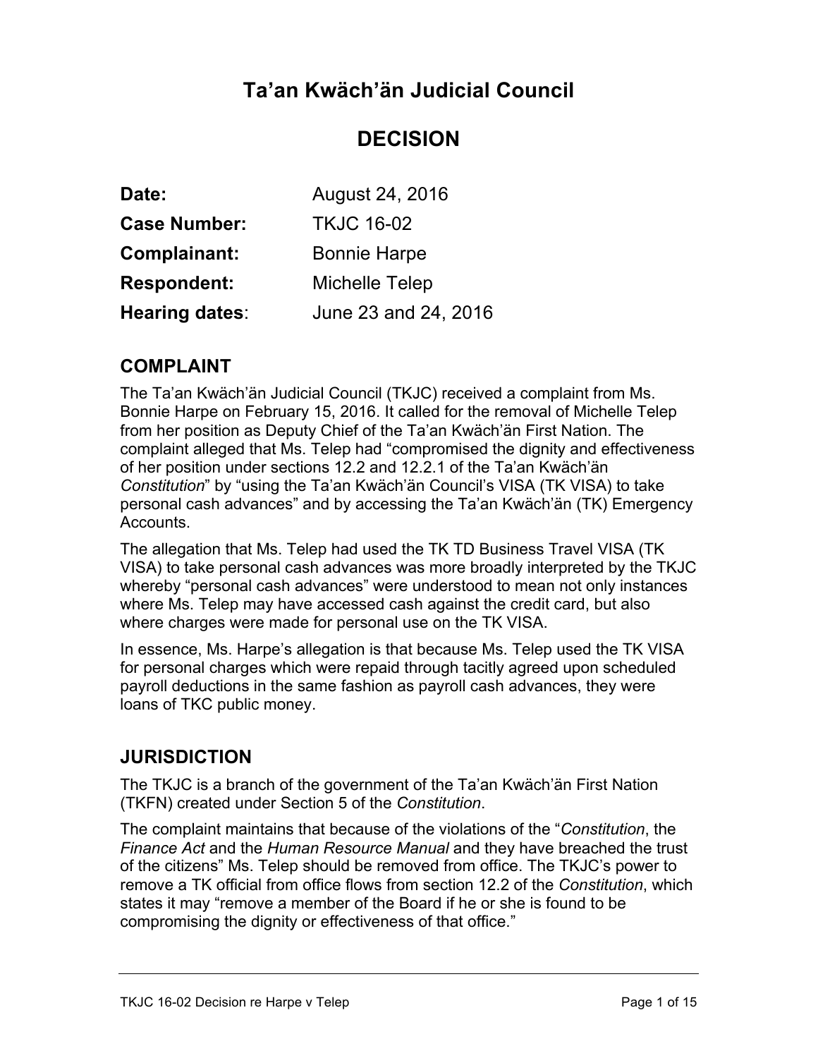# Ta'an Kwäch'än Judicial Council

# DECISION

| | |
|---|---|
| **Date:** | August 24, 2016 |
| **Case Number:** | TKJC 16-02 |
| **Complainant:** | Bonnie Harpe |
| **Respondent:** | Michelle Telep |
| **Hearing dates**: | June 23 and 24, 2016 |

## COMPLAINT

The Ta'an Kwäch'än Judicial Council (TKJC) received a complaint from Ms. Bonnie Harpe on February 15, 2016. It called for the removal of Michelle Telep from her position as Deputy Chief of the Ta'an Kwäch'än First Nation. The complaint alleged that Ms. Telep had "compromised the dignity and effectiveness of her position under sections 12.2 and 12.2.1 of the Ta'an Kwäch'än *Constitution*" by "using the Ta'an Kwäch'än Council's VISA (TK VISA) to take personal cash advances" and by accessing the Ta'an Kwäch'än (TK) Emergency Accounts.

The allegation that Ms. Telep had used the TK TD Business Travel VISA (TK VISA) to take personal cash advances was more broadly interpreted by the TKJC whereby "personal cash advances" were understood to mean not only instances where Ms. Telep may have accessed cash against the credit card, but also where charges were made for personal use on the TK VISA.

In essence, Ms. Harpe's allegation is that because Ms. Telep used the TK VISA for personal charges which were repaid through tacitly agreed upon scheduled payroll deductions in the same fashion as payroll cash advances, they were loans of TKC public money.

## JURISDICTION

The TKJC is a branch of the government of the Ta'an Kwäch'än First Nation (TKFN) created under Section 5 of the *Constitution*.

The complaint maintains that because of the violations of the "*Constitution*, the *Finance Act* and the *Human Resource Manual* and they have breached the trust of the citizens" Ms. Telep should be removed from office. The TKJC's power to remove a TK official from office flows from section 12.2 of the *Constitution*, which states it may "remove a member of the Board if he or she is found to be compromising the dignity or effectiveness of that office."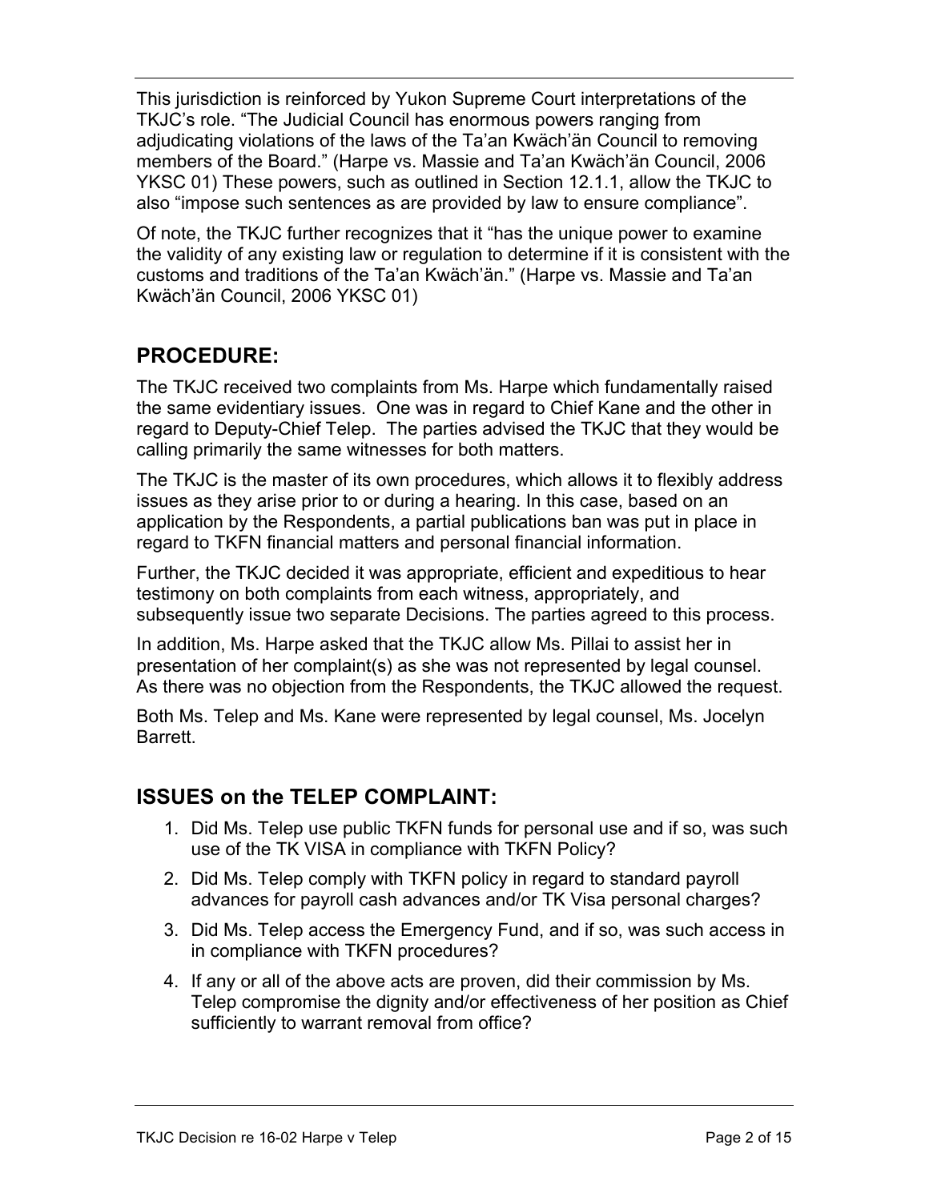This jurisdiction is reinforced by Yukon Supreme Court interpretations of the TKJC's role. "The Judicial Council has enormous powers ranging from adjudicating violations of the laws of the Ta'an Kwäch'än Council to removing members of the Board." (Harpe vs. Massie and Ta'an Kwäch'än Council, 2006 YKSC 01) These powers, such as outlined in Section 12.1.1, allow the TKJC to also "impose such sentences as are provided by law to ensure compliance".

Of note, the TKJC further recognizes that it "has the unique power to examine the validity of any existing law or regulation to determine if it is consistent with the customs and traditions of the Ta'an Kwäch'än." (Harpe vs. Massie and Ta'an Kwäch'än Council, 2006 YKSC 01)

## PROCEDURE:

The TKJC received two complaints from Ms. Harpe which fundamentally raised the same evidentiary issues. One was in regard to Chief Kane and the other in regard to Deputy-Chief Telep. The parties advised the TKJC that they would be calling primarily the same witnesses for both matters.

The TKJC is the master of its own procedures, which allows it to flexibly address issues as they arise prior to or during a hearing. In this case, based on an application by the Respondents, a partial publications ban was put in place in regard to TKFN financial matters and personal financial information.

Further, the TKJC decided it was appropriate, efficient and expeditious to hear testimony on both complaints from each witness, appropriately, and subsequently issue two separate Decisions. The parties agreed to this process.

In addition, Ms. Harpe asked that the TKJC allow Ms. Pillai to assist her in presentation of her complaint(s) as she was not represented by legal counsel. As there was no objection from the Respondents, the TKJC allowed the request.

Both Ms. Telep and Ms. Kane were represented by legal counsel, Ms. Jocelyn Barrett.

## ISSUES on the TELEP COMPLAINT:

1. Did Ms. Telep use public TKFN funds for personal use and if so, was such use of the TK VISA in compliance with TKFN Policy?
2. Did Ms. Telep comply with TKFN policy in regard to standard payroll advances for payroll cash advances and/or TK Visa personal charges?
3. Did Ms. Telep access the Emergency Fund, and if so, was such access in in compliance with TKFN procedures?
4. If any or all of the above acts are proven, did their commission by Ms. Telep compromise the dignity and/or effectiveness of her position as Chief sufficiently to warrant removal from office?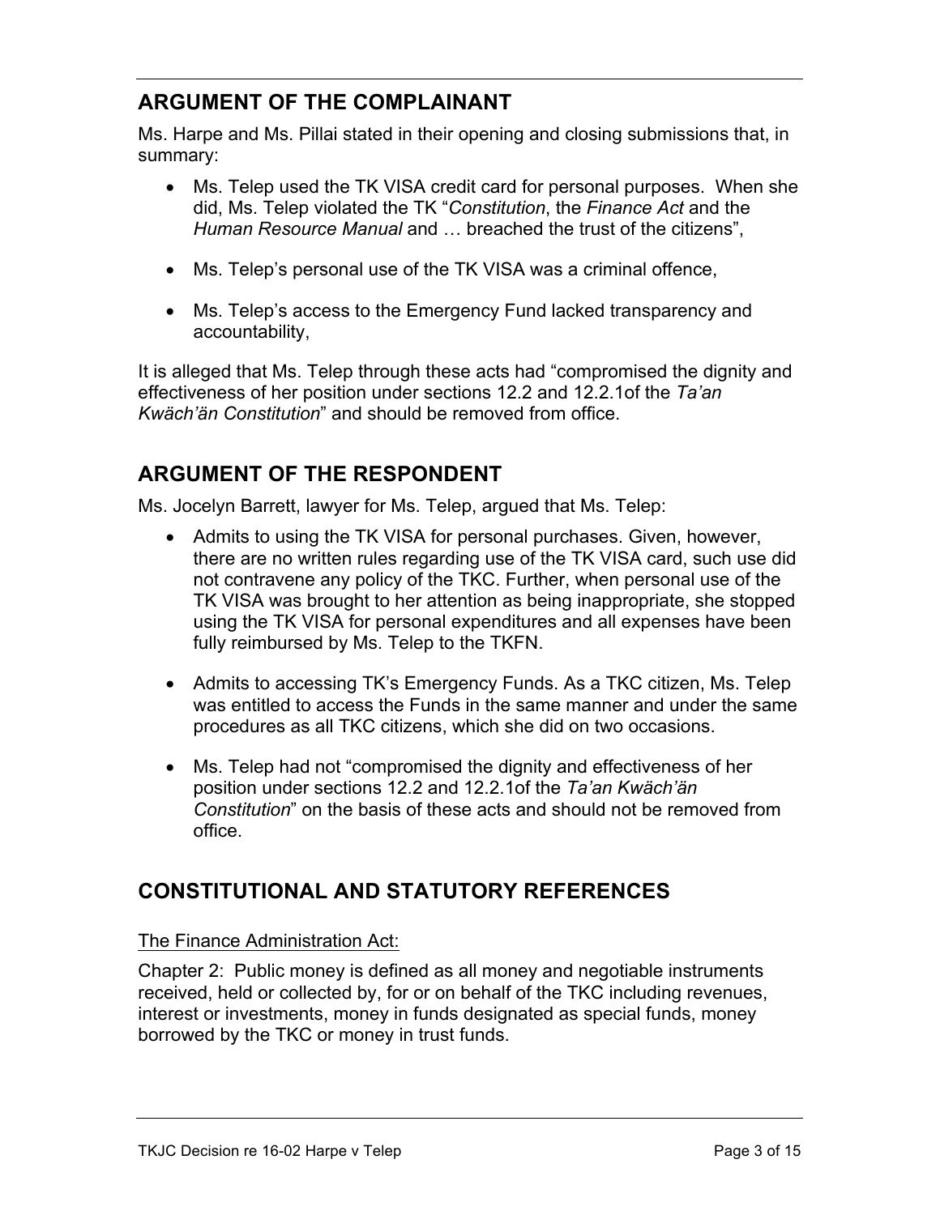## ARGUMENT OF THE COMPLAINANT

Ms. Harpe and Ms. Pillai stated in their opening and closing submissions that, in summary:

- Ms. Telep used the TK VISA credit card for personal purposes. When she did, Ms. Telep violated the TK "*Constitution*, the *Finance Act* and the *Human Resource Manual* and … breached the trust of the citizens",
- Ms. Telep's personal use of the TK VISA was a criminal offence,
- Ms. Telep's access to the Emergency Fund lacked transparency and accountability,

It is alleged that Ms. Telep through these acts had "compromised the dignity and effectiveness of her position under sections 12.2 and 12.2.1of the *Ta'an Kwäch'än Constitution*" and should be removed from office.

## ARGUMENT OF THE RESPONDENT

Ms. Jocelyn Barrett, lawyer for Ms. Telep, argued that Ms. Telep:

- Admits to using the TK VISA for personal purchases. Given, however, there are no written rules regarding use of the TK VISA card, such use did not contravene any policy of the TKC. Further, when personal use of the TK VISA was brought to her attention as being inappropriate, she stopped using the TK VISA for personal expenditures and all expenses have been fully reimbursed by Ms. Telep to the TKFN.
- Admits to accessing TK's Emergency Funds. As a TKC citizen, Ms. Telep was entitled to access the Funds in the same manner and under the same procedures as all TKC citizens, which she did on two occasions.
- Ms. Telep had not "compromised the dignity and effectiveness of her position under sections 12.2 and 12.2.1of the *Ta'an Kwäch'än Constitution*" on the basis of these acts and should not be removed from office.

## CONSTITUTIONAL AND STATUTORY REFERENCES

<u>The Finance Administration Act:</u>

Chapter 2: Public money is defined as all money and negotiable instruments received, held or collected by, for or on behalf of the TKC including revenues, interest or investments, money in funds designated as special funds, money borrowed by the TKC or money in trust funds.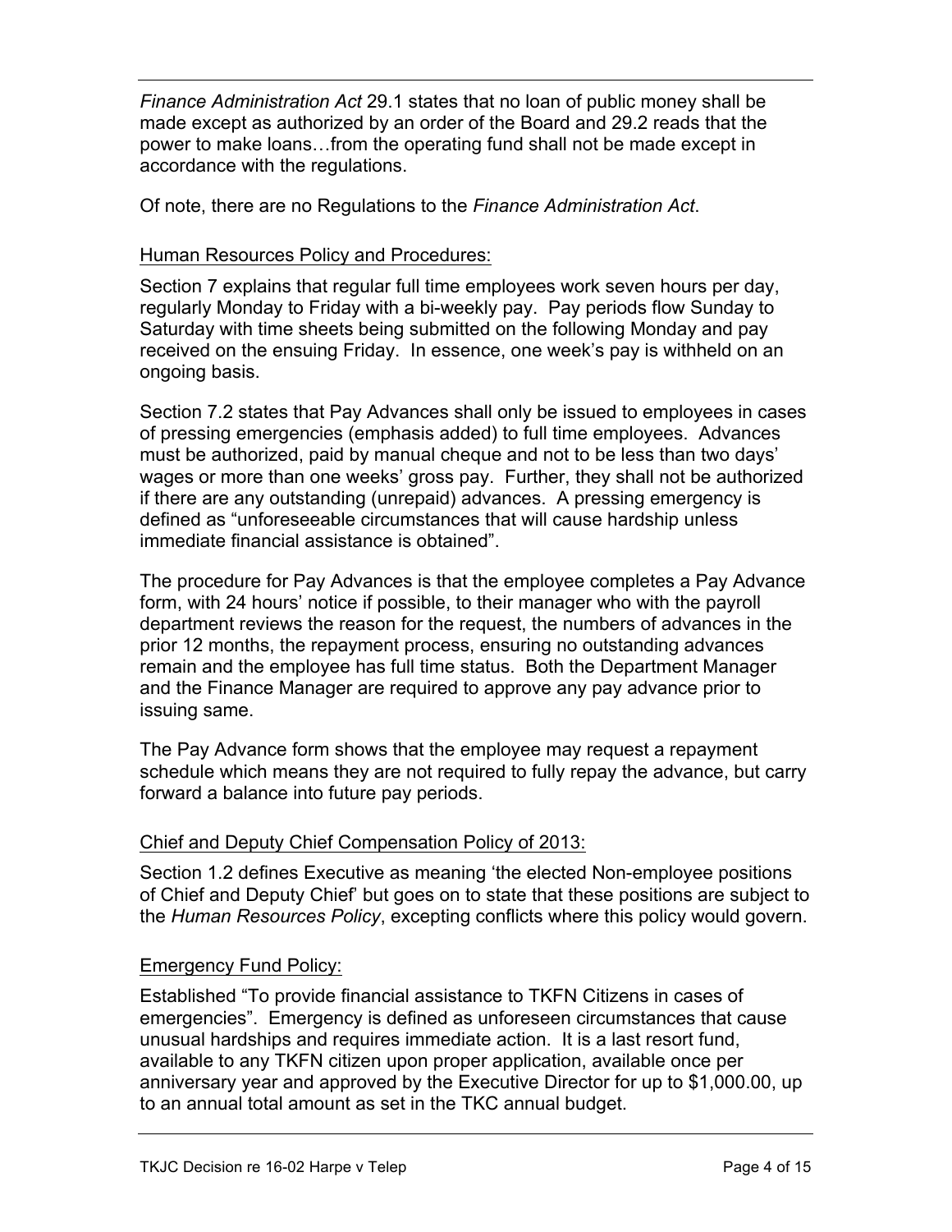*Finance Administration Act* 29.1 states that no loan of public money shall be made except as authorized by an order of the Board and 29.2 reads that the power to make loans…from the operating fund shall not be made except in accordance with the regulations.

Of note, there are no Regulations to the *Finance Administration Act*.

Human Resources Policy and Procedures:

Section 7 explains that regular full time employees work seven hours per day, regularly Monday to Friday with a bi-weekly pay. Pay periods flow Sunday to Saturday with time sheets being submitted on the following Monday and pay received on the ensuing Friday. In essence, one week's pay is withheld on an ongoing basis.

Section 7.2 states that Pay Advances shall only be issued to employees in cases of pressing emergencies (emphasis added) to full time employees. Advances must be authorized, paid by manual cheque and not to be less than two days' wages or more than one weeks' gross pay. Further, they shall not be authorized if there are any outstanding (unrepaid) advances. A pressing emergency is defined as "unforeseeable circumstances that will cause hardship unless immediate financial assistance is obtained".

The procedure for Pay Advances is that the employee completes a Pay Advance form, with 24 hours' notice if possible, to their manager who with the payroll department reviews the reason for the request, the numbers of advances in the prior 12 months, the repayment process, ensuring no outstanding advances remain and the employee has full time status. Both the Department Manager and the Finance Manager are required to approve any pay advance prior to issuing same.

The Pay Advance form shows that the employee may request a repayment schedule which means they are not required to fully repay the advance, but carry forward a balance into future pay periods.

Chief and Deputy Chief Compensation Policy of 2013:

Section 1.2 defines Executive as meaning 'the elected Non-employee positions of Chief and Deputy Chief' but goes on to state that these positions are subject to the *Human Resources Policy*, excepting conflicts where this policy would govern.

Emergency Fund Policy:

Established "To provide financial assistance to TKFN Citizens in cases of emergencies". Emergency is defined as unforeseen circumstances that cause unusual hardships and requires immediate action. It is a last resort fund, available to any TKFN citizen upon proper application, available once per anniversary year and approved by the Executive Director for up to $1,000.00, up to an annual total amount as set in the TKC annual budget.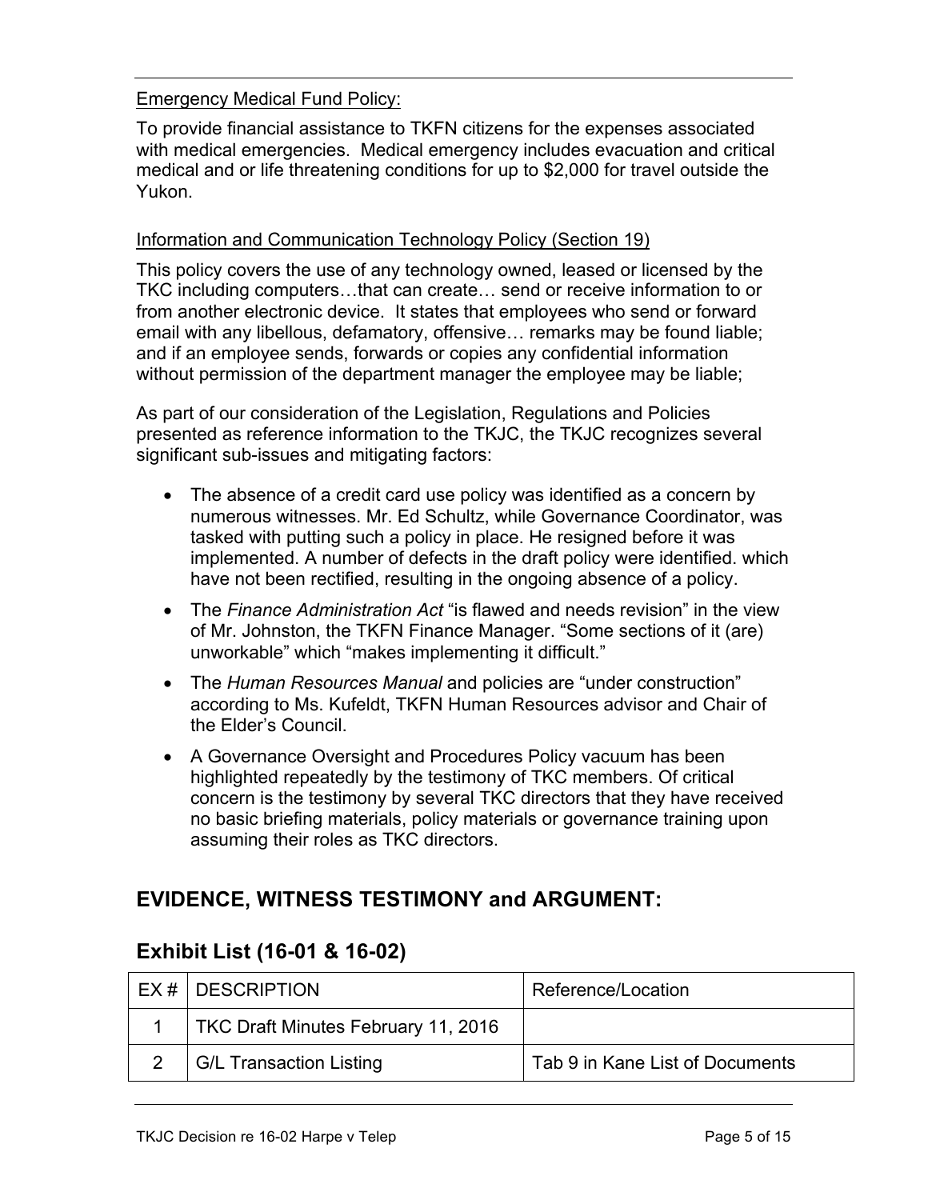Emergency Medical Fund Policy:

To provide financial assistance to TKFN citizens for the expenses associated with medical emergencies. Medical emergency includes evacuation and critical medical and or life threatening conditions for up to $2,000 for travel outside the Yukon.

Information and Communication Technology Policy (Section 19)

This policy covers the use of any technology owned, leased or licensed by the TKC including computers…that can create… send or receive information to or from another electronic device. It states that employees who send or forward email with any libellous, defamatory, offensive… remarks may be found liable; and if an employee sends, forwards or copies any confidential information without permission of the department manager the employee may be liable;

As part of our consideration of the Legislation, Regulations and Policies presented as reference information to the TKJC, the TKJC recognizes several significant sub-issues and mitigating factors:

- The absence of a credit card use policy was identified as a concern by numerous witnesses. Mr. Ed Schultz, while Governance Coordinator, was tasked with putting such a policy in place. He resigned before it was implemented. A number of defects in the draft policy were identified. which have not been rectified, resulting in the ongoing absence of a policy.
- The *Finance Administration Act* "is flawed and needs revision" in the view of Mr. Johnston, the TKFN Finance Manager. "Some sections of it (are) unworkable" which "makes implementing it difficult."
- The *Human Resources Manual* and policies are "under construction" according to Ms. Kufeldt, TKFN Human Resources advisor and Chair of the Elder's Council.
- A Governance Oversight and Procedures Policy vacuum has been highlighted repeatedly by the testimony of TKC members. Of critical concern is the testimony by several TKC directors that they have received no basic briefing materials, policy materials or governance training upon assuming their roles as TKC directors.

## EVIDENCE, WITNESS TESTIMONY and ARGUMENT:

### Exhibit List (16-01 & 16-02)

| EX # | DESCRIPTION | Reference/Location |
|---|---|---|
| 1 | TKC Draft Minutes February 11, 2016 | |
| 2 | G/L Transaction Listing | Tab 9 in Kane List of Documents |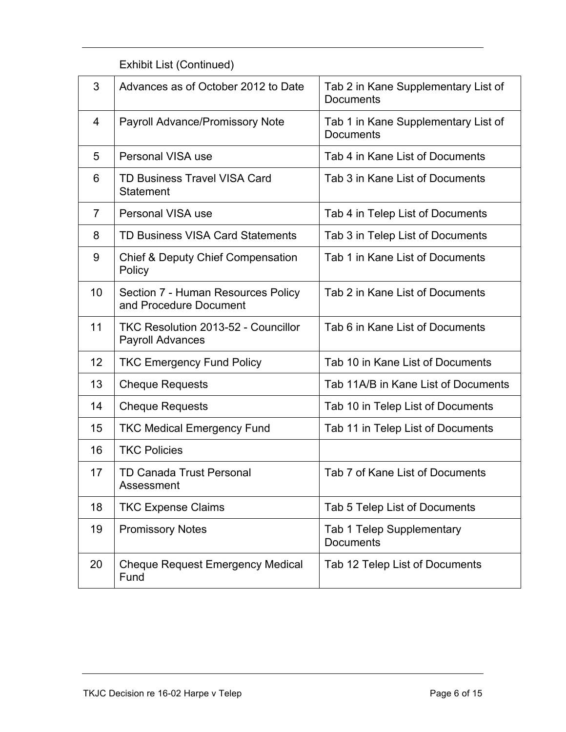Exhibit List (Continued)

| | | |
|---|---|---|
| 3 | Advances as of October 2012 to Date | Tab 2 in Kane Supplementary List of Documents |
| 4 | Payroll Advance/Promissory Note | Tab 1 in Kane Supplementary List of Documents |
| 5 | Personal VISA use | Tab 4 in Kane List of Documents |
| 6 | TD Business Travel VISA Card Statement | Tab 3 in Kane List of Documents |
| 7 | Personal VISA use | Tab 4 in Telep List of Documents |
| 8 | TD Business VISA Card Statements | Tab 3 in Telep List of Documents |
| 9 | Chief & Deputy Chief Compensation Policy | Tab 1 in Kane List of Documents |
| 10 | Section 7 - Human Resources Policy and Procedure Document | Tab 2 in Kane List of Documents |
| 11 | TKC Resolution 2013-52 - Councillor Payroll Advances | Tab 6 in Kane List of Documents |
| 12 | TKC Emergency Fund Policy | Tab 10 in Kane List of Documents |
| 13 | Cheque Requests | Tab 11A/B in Kane List of Documents |
| 14 | Cheque Requests | Tab 10 in Telep List of Documents |
| 15 | TKC Medical Emergency Fund | Tab 11 in Telep List of Documents |
| 16 | TKC Policies | |
| 17 | TD Canada Trust Personal Assessment | Tab 7 of Kane List of Documents |
| 18 | TKC Expense Claims | Tab 5 Telep List of Documents |
| 19 | Promissory Notes | Tab 1 Telep Supplementary Documents |
| 20 | Cheque Request Emergency Medical Fund | Tab 12 Telep List of Documents |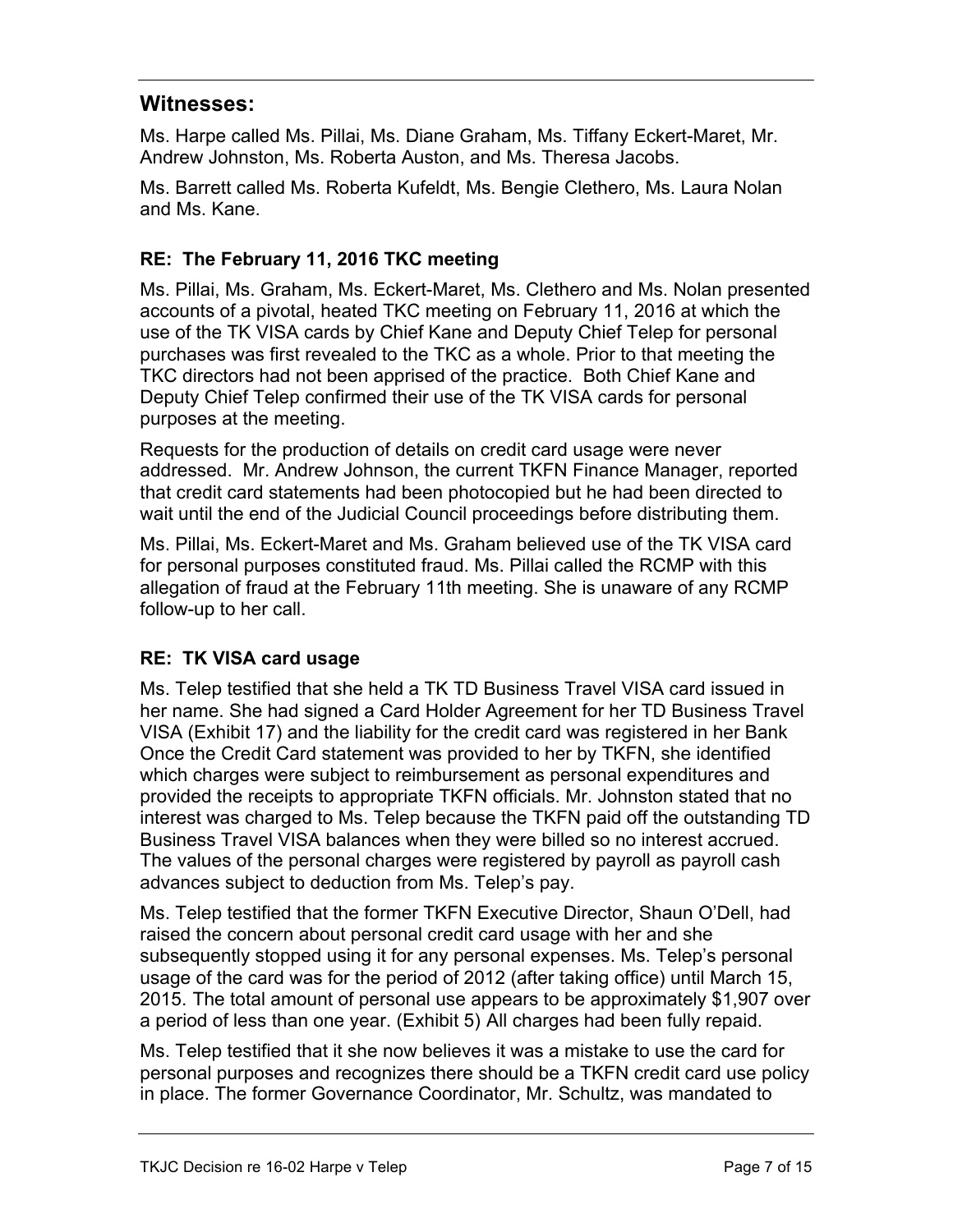## Witnesses:

Ms. Harpe called Ms. Pillai, Ms. Diane Graham, Ms. Tiffany Eckert-Maret, Mr. Andrew Johnston, Ms. Roberta Auston, and Ms. Theresa Jacobs.

Ms. Barrett called Ms. Roberta Kufeldt, Ms. Bengie Clethero, Ms. Laura Nolan and Ms. Kane.

### RE: The February 11, 2016 TKC meeting

Ms. Pillai, Ms. Graham, Ms. Eckert-Maret, Ms. Clethero and Ms. Nolan presented accounts of a pivotal, heated TKC meeting on February 11, 2016 at which the use of the TK VISA cards by Chief Kane and Deputy Chief Telep for personal purchases was first revealed to the TKC as a whole. Prior to that meeting the TKC directors had not been apprised of the practice. Both Chief Kane and Deputy Chief Telep confirmed their use of the TK VISA cards for personal purposes at the meeting.

Requests for the production of details on credit card usage were never addressed. Mr. Andrew Johnson, the current TKFN Finance Manager, reported that credit card statements had been photocopied but he had been directed to wait until the end of the Judicial Council proceedings before distributing them.

Ms. Pillai, Ms. Eckert-Maret and Ms. Graham believed use of the TK VISA card for personal purposes constituted fraud. Ms. Pillai called the RCMP with this allegation of fraud at the February 11th meeting. She is unaware of any RCMP follow-up to her call.

### RE: TK VISA card usage

Ms. Telep testified that she held a TK TD Business Travel VISA card issued in her name. She had signed a Card Holder Agreement for her TD Business Travel VISA (Exhibit 17) and the liability for the credit card was registered in her Bank Once the Credit Card statement was provided to her by TKFN, she identified which charges were subject to reimbursement as personal expenditures and provided the receipts to appropriate TKFN officials. Mr. Johnston stated that no interest was charged to Ms. Telep because the TKFN paid off the outstanding TD Business Travel VISA balances when they were billed so no interest accrued. The values of the personal charges were registered by payroll as payroll cash advances subject to deduction from Ms. Telep's pay.

Ms. Telep testified that the former TKFN Executive Director, Shaun O'Dell, had raised the concern about personal credit card usage with her and she subsequently stopped using it for any personal expenses. Ms. Telep's personal usage of the card was for the period of 2012 (after taking office) until March 15, 2015. The total amount of personal use appears to be approximately $1,907 over a period of less than one year. (Exhibit 5) All charges had been fully repaid.

Ms. Telep testified that it she now believes it was a mistake to use the card for personal purposes and recognizes there should be a TKFN credit card use policy in place. The former Governance Coordinator, Mr. Schultz, was mandated to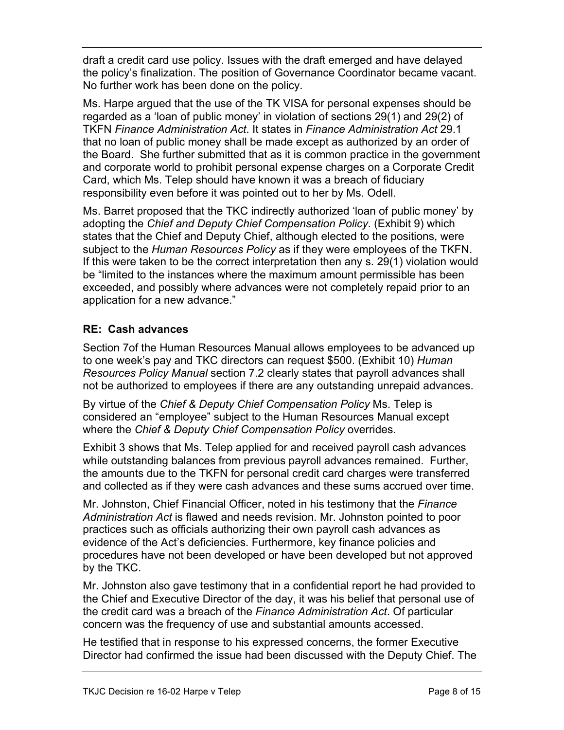draft a credit card use policy. Issues with the draft emerged and have delayed the policy's finalization. The position of Governance Coordinator became vacant. No further work has been done on the policy.

Ms. Harpe argued that the use of the TK VISA for personal expenses should be regarded as a 'loan of public money' in violation of sections 29(1) and 29(2) of TKFN *Finance Administration Act*. It states in *Finance Administration Act* 29.1 that no loan of public money shall be made except as authorized by an order of the Board. She further submitted that as it is common practice in the government and corporate world to prohibit personal expense charges on a Corporate Credit Card, which Ms. Telep should have known it was a breach of fiduciary responsibility even before it was pointed out to her by Ms. Odell.

Ms. Barret proposed that the TKC indirectly authorized 'loan of public money' by adopting the *Chief and Deputy Chief Compensation Policy*. (Exhibit 9) which states that the Chief and Deputy Chief, although elected to the positions, were subject to the *Human Resources Policy* as if they were employees of the TKFN. If this were taken to be the correct interpretation then any s. 29(1) violation would be "limited to the instances where the maximum amount permissible has been exceeded, and possibly where advances were not completely repaid prior to an application for a new advance."

**RE: Cash advances**

Section 7of the Human Resources Manual allows employees to be advanced up to one week's pay and TKC directors can request $500. (Exhibit 10) *Human Resources Policy Manual* section 7.2 clearly states that payroll advances shall not be authorized to employees if there are any outstanding unrepaid advances.

By virtue of the *Chief & Deputy Chief Compensation Policy* Ms. Telep is considered an "employee" subject to the Human Resources Manual except where the *Chief & Deputy Chief Compensation Policy* overrides.

Exhibit 3 shows that Ms. Telep applied for and received payroll cash advances while outstanding balances from previous payroll advances remained. Further, the amounts due to the TKFN for personal credit card charges were transferred and collected as if they were cash advances and these sums accrued over time.

Mr. Johnston, Chief Financial Officer, noted in his testimony that the *Finance Administration Act* is flawed and needs revision. Mr. Johnston pointed to poor practices such as officials authorizing their own payroll cash advances as evidence of the Act's deficiencies. Furthermore, key finance policies and procedures have not been developed or have been developed but not approved by the TKC.

Mr. Johnston also gave testimony that in a confidential report he had provided to the Chief and Executive Director of the day, it was his belief that personal use of the credit card was a breach of the *Finance Administration Act*. Of particular concern was the frequency of use and substantial amounts accessed.

He testified that in response to his expressed concerns, the former Executive Director had confirmed the issue had been discussed with the Deputy Chief. The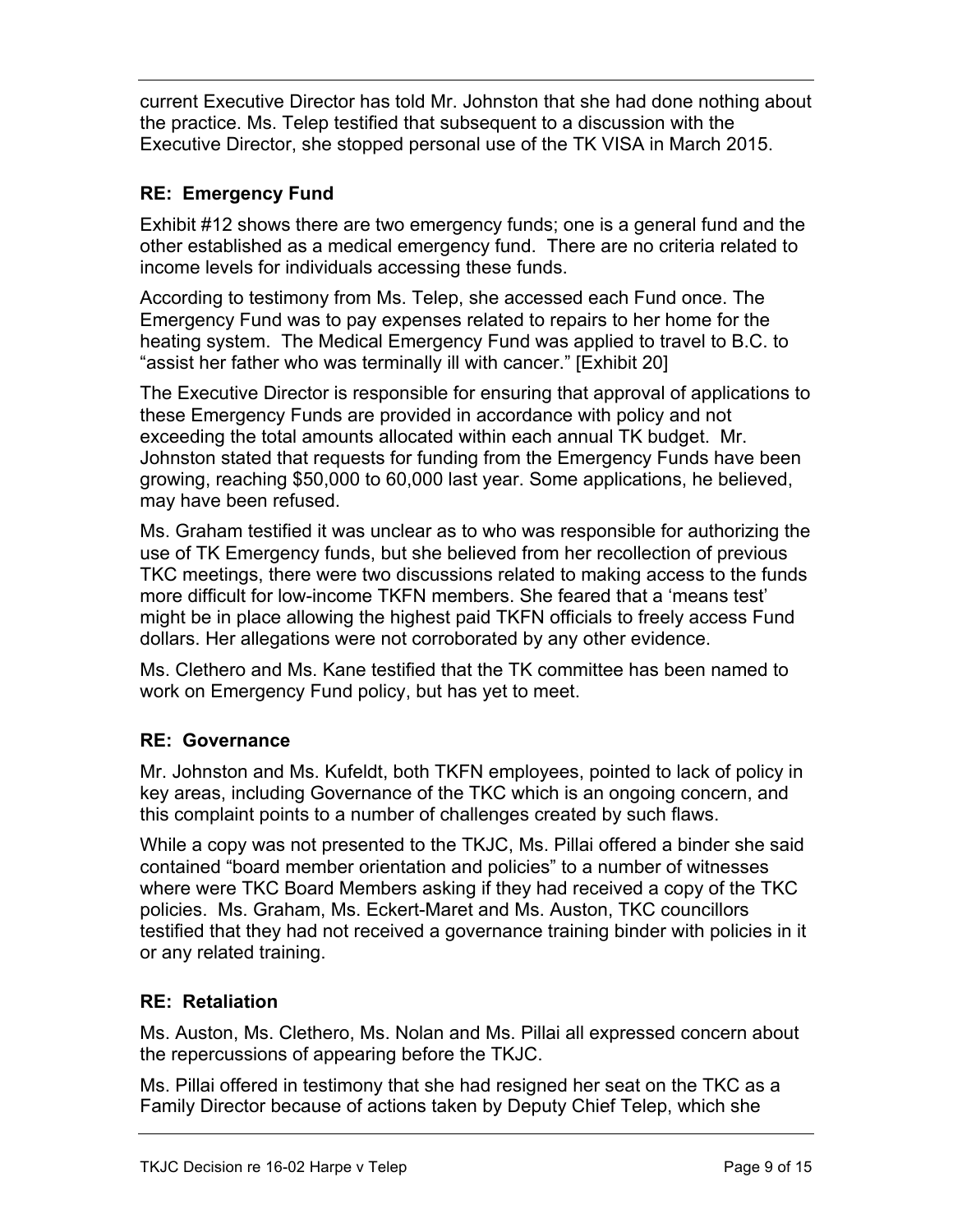current Executive Director has told Mr. Johnston that she had done nothing about the practice. Ms. Telep testified that subsequent to a discussion with the Executive Director, she stopped personal use of the TK VISA in March 2015.

### RE: Emergency Fund

Exhibit #12 shows there are two emergency funds; one is a general fund and the other established as a medical emergency fund. There are no criteria related to income levels for individuals accessing these funds.

According to testimony from Ms. Telep, she accessed each Fund once. The Emergency Fund was to pay expenses related to repairs to her home for the heating system. The Medical Emergency Fund was applied to travel to B.C. to "assist her father who was terminally ill with cancer." [Exhibit 20]

The Executive Director is responsible for ensuring that approval of applications to these Emergency Funds are provided in accordance with policy and not exceeding the total amounts allocated within each annual TK budget. Mr. Johnston stated that requests for funding from the Emergency Funds have been growing, reaching $50,000 to 60,000 last year. Some applications, he believed, may have been refused.

Ms. Graham testified it was unclear as to who was responsible for authorizing the use of TK Emergency funds, but she believed from her recollection of previous TKC meetings, there were two discussions related to making access to the funds more difficult for low-income TKFN members. She feared that a 'means test' might be in place allowing the highest paid TKFN officials to freely access Fund dollars. Her allegations were not corroborated by any other evidence.

Ms. Clethero and Ms. Kane testified that the TK committee has been named to work on Emergency Fund policy, but has yet to meet.

### RE: Governance

Mr. Johnston and Ms. Kufeldt, both TKFN employees, pointed to lack of policy in key areas, including Governance of the TKC which is an ongoing concern, and this complaint points to a number of challenges created by such flaws.

While a copy was not presented to the TKJC, Ms. Pillai offered a binder she said contained "board member orientation and policies" to a number of witnesses where were TKC Board Members asking if they had received a copy of the TKC policies. Ms. Graham, Ms. Eckert-Maret and Ms. Auston, TKC councillors testified that they had not received a governance training binder with policies in it or any related training.

### RE: Retaliation

Ms. Auston, Ms. Clethero, Ms. Nolan and Ms. Pillai all expressed concern about the repercussions of appearing before the TKJC.

Ms. Pillai offered in testimony that she had resigned her seat on the TKC as a Family Director because of actions taken by Deputy Chief Telep, which she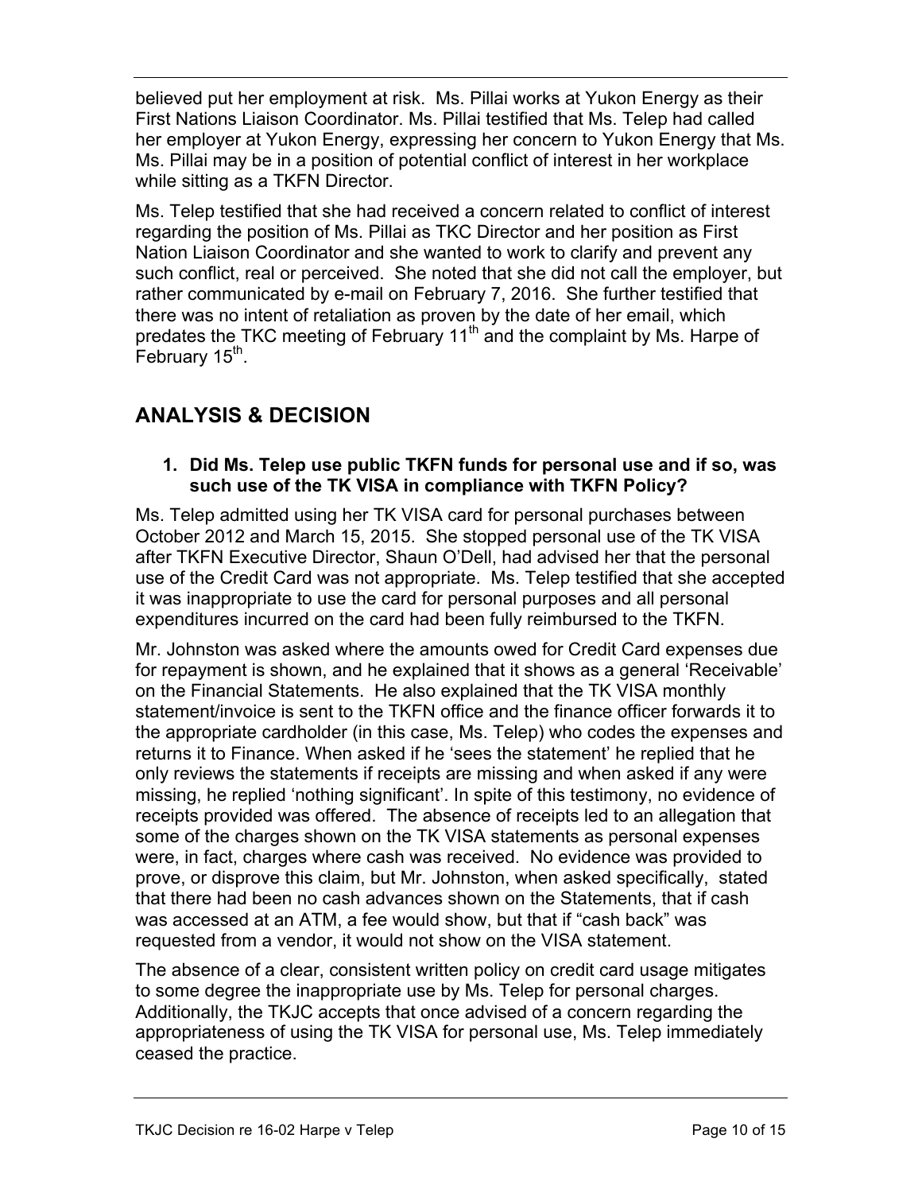believed put her employment at risk. Ms. Pillai works at Yukon Energy as their First Nations Liaison Coordinator. Ms. Pillai testified that Ms. Telep had called her employer at Yukon Energy, expressing her concern to Yukon Energy that Ms. Ms. Pillai may be in a position of potential conflict of interest in her workplace while sitting as a TKFN Director.

Ms. Telep testified that she had received a concern related to conflict of interest regarding the position of Ms. Pillai as TKC Director and her position as First Nation Liaison Coordinator and she wanted to work to clarify and prevent any such conflict, real or perceived. She noted that she did not call the employer, but rather communicated by e-mail on February 7, 2016. She further testified that there was no intent of retaliation as proven by the date of her email, which predates the TKC meeting of February 11th and the complaint by Ms. Harpe of February 15th.

## ANALYSIS & DECISION

**1. Did Ms. Telep use public TKFN funds for personal use and if so, was such use of the TK VISA in compliance with TKFN Policy?**

Ms. Telep admitted using her TK VISA card for personal purchases between October 2012 and March 15, 2015. She stopped personal use of the TK VISA after TKFN Executive Director, Shaun O'Dell, had advised her that the personal use of the Credit Card was not appropriate. Ms. Telep testified that she accepted it was inappropriate to use the card for personal purposes and all personal expenditures incurred on the card had been fully reimbursed to the TKFN.

Mr. Johnston was asked where the amounts owed for Credit Card expenses due for repayment is shown, and he explained that it shows as a general 'Receivable' on the Financial Statements. He also explained that the TK VISA monthly statement/invoice is sent to the TKFN office and the finance officer forwards it to the appropriate cardholder (in this case, Ms. Telep) who codes the expenses and returns it to Finance. When asked if he 'sees the statement' he replied that he only reviews the statements if receipts are missing and when asked if any were missing, he replied 'nothing significant'. In spite of this testimony, no evidence of receipts provided was offered. The absence of receipts led to an allegation that some of the charges shown on the TK VISA statements as personal expenses were, in fact, charges where cash was received. No evidence was provided to prove, or disprove this claim, but Mr. Johnston, when asked specifically, stated that there had been no cash advances shown on the Statements, that if cash was accessed at an ATM, a fee would show, but that if "cash back" was requested from a vendor, it would not show on the VISA statement.

The absence of a clear, consistent written policy on credit card usage mitigates to some degree the inappropriate use by Ms. Telep for personal charges. Additionally, the TKJC accepts that once advised of a concern regarding the appropriateness of using the TK VISA for personal use, Ms. Telep immediately ceased the practice.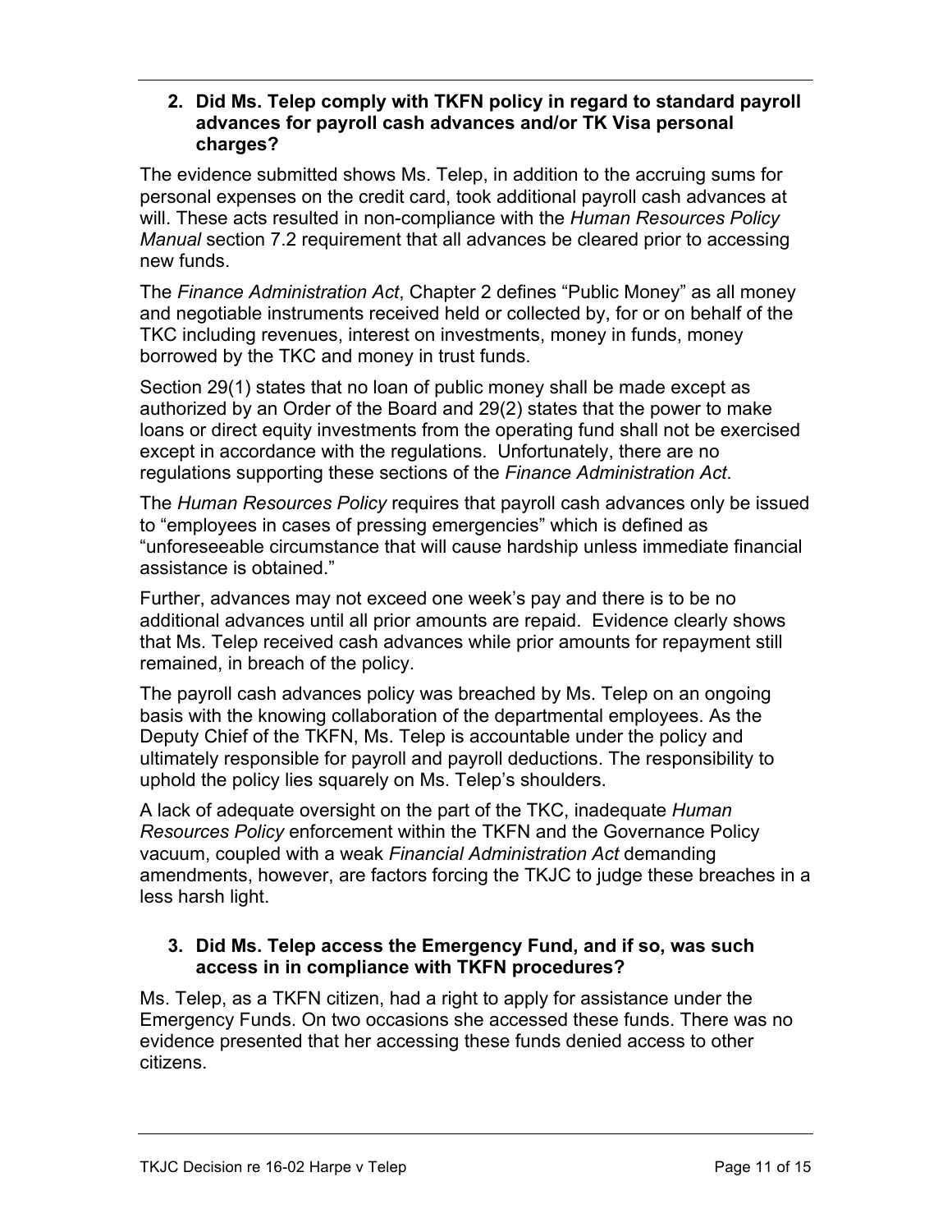### 2. Did Ms. Telep comply with TKFN policy in regard to standard payroll advances for payroll cash advances and/or TK Visa personal charges?

The evidence submitted shows Ms. Telep, in addition to the accruing sums for personal expenses on the credit card, took additional payroll cash advances at will. These acts resulted in non-compliance with the *Human Resources Policy Manual* section 7.2 requirement that all advances be cleared prior to accessing new funds.

The *Finance Administration Act*, Chapter 2 defines "Public Money" as all money and negotiable instruments received held or collected by, for or on behalf of the TKC including revenues, interest on investments, money in funds, money borrowed by the TKC and money in trust funds.

Section 29(1) states that no loan of public money shall be made except as authorized by an Order of the Board and 29(2) states that the power to make loans or direct equity investments from the operating fund shall not be exercised except in accordance with the regulations. Unfortunately, there are no regulations supporting these sections of the *Finance Administration Act*.

The *Human Resources Policy* requires that payroll cash advances only be issued to "employees in cases of pressing emergencies" which is defined as "unforeseeable circumstance that will cause hardship unless immediate financial assistance is obtained."

Further, advances may not exceed one week's pay and there is to be no additional advances until all prior amounts are repaid. Evidence clearly shows that Ms. Telep received cash advances while prior amounts for repayment still remained, in breach of the policy.

The payroll cash advances policy was breached by Ms. Telep on an ongoing basis with the knowing collaboration of the departmental employees. As the Deputy Chief of the TKFN, Ms. Telep is accountable under the policy and ultimately responsible for payroll and payroll deductions. The responsibility to uphold the policy lies squarely on Ms. Telep's shoulders.

A lack of adequate oversight on the part of the TKC, inadequate *Human Resources Policy* enforcement within the TKFN and the Governance Policy vacuum, coupled with a weak *Financial Administration Act* demanding amendments, however, are factors forcing the TKJC to judge these breaches in a less harsh light.

### 3. Did Ms. Telep access the Emergency Fund, and if so, was such access in in compliance with TKFN procedures?

Ms. Telep, as a TKFN citizen, had a right to apply for assistance under the Emergency Funds. On two occasions she accessed these funds. There was no evidence presented that her accessing these funds denied access to other citizens.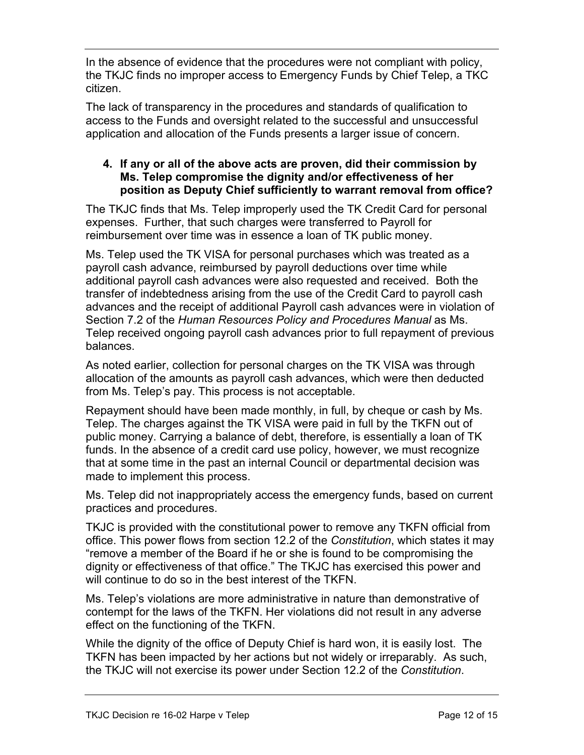In the absence of evidence that the procedures were not compliant with policy, the TKJC finds no improper access to Emergency Funds by Chief Telep, a TKC citizen.

The lack of transparency in the procedures and standards of qualification to access to the Funds and oversight related to the successful and unsuccessful application and allocation of the Funds presents a larger issue of concern.

**4. If any or all of the above acts are proven, did their commission by Ms. Telep compromise the dignity and/or effectiveness of her position as Deputy Chief sufficiently to warrant removal from office?**

The TKJC finds that Ms. Telep improperly used the TK Credit Card for personal expenses. Further, that such charges were transferred to Payroll for reimbursement over time was in essence a loan of TK public money.

Ms. Telep used the TK VISA for personal purchases which was treated as a payroll cash advance, reimbursed by payroll deductions over time while additional payroll cash advances were also requested and received. Both the transfer of indebtedness arising from the use of the Credit Card to payroll cash advances and the receipt of additional Payroll cash advances were in violation of Section 7.2 of the *Human Resources Policy and Procedures Manual* as Ms. Telep received ongoing payroll cash advances prior to full repayment of previous balances.

As noted earlier, collection for personal charges on the TK VISA was through allocation of the amounts as payroll cash advances, which were then deducted from Ms. Telep's pay. This process is not acceptable.

Repayment should have been made monthly, in full, by cheque or cash by Ms. Telep. The charges against the TK VISA were paid in full by the TKFN out of public money. Carrying a balance of debt, therefore, is essentially a loan of TK funds. In the absence of a credit card use policy, however, we must recognize that at some time in the past an internal Council or departmental decision was made to implement this process.

Ms. Telep did not inappropriately access the emergency funds, based on current practices and procedures.

TKJC is provided with the constitutional power to remove any TKFN official from office. This power flows from section 12.2 of the *Constitution*, which states it may "remove a member of the Board if he or she is found to be compromising the dignity or effectiveness of that office." The TKJC has exercised this power and will continue to do so in the best interest of the TKFN.

Ms. Telep's violations are more administrative in nature than demonstrative of contempt for the laws of the TKFN. Her violations did not result in any adverse effect on the functioning of the TKFN.

While the dignity of the office of Deputy Chief is hard won, it is easily lost. The TKFN has been impacted by her actions but not widely or irreparably. As such, the TKJC will not exercise its power under Section 12.2 of the *Constitution*.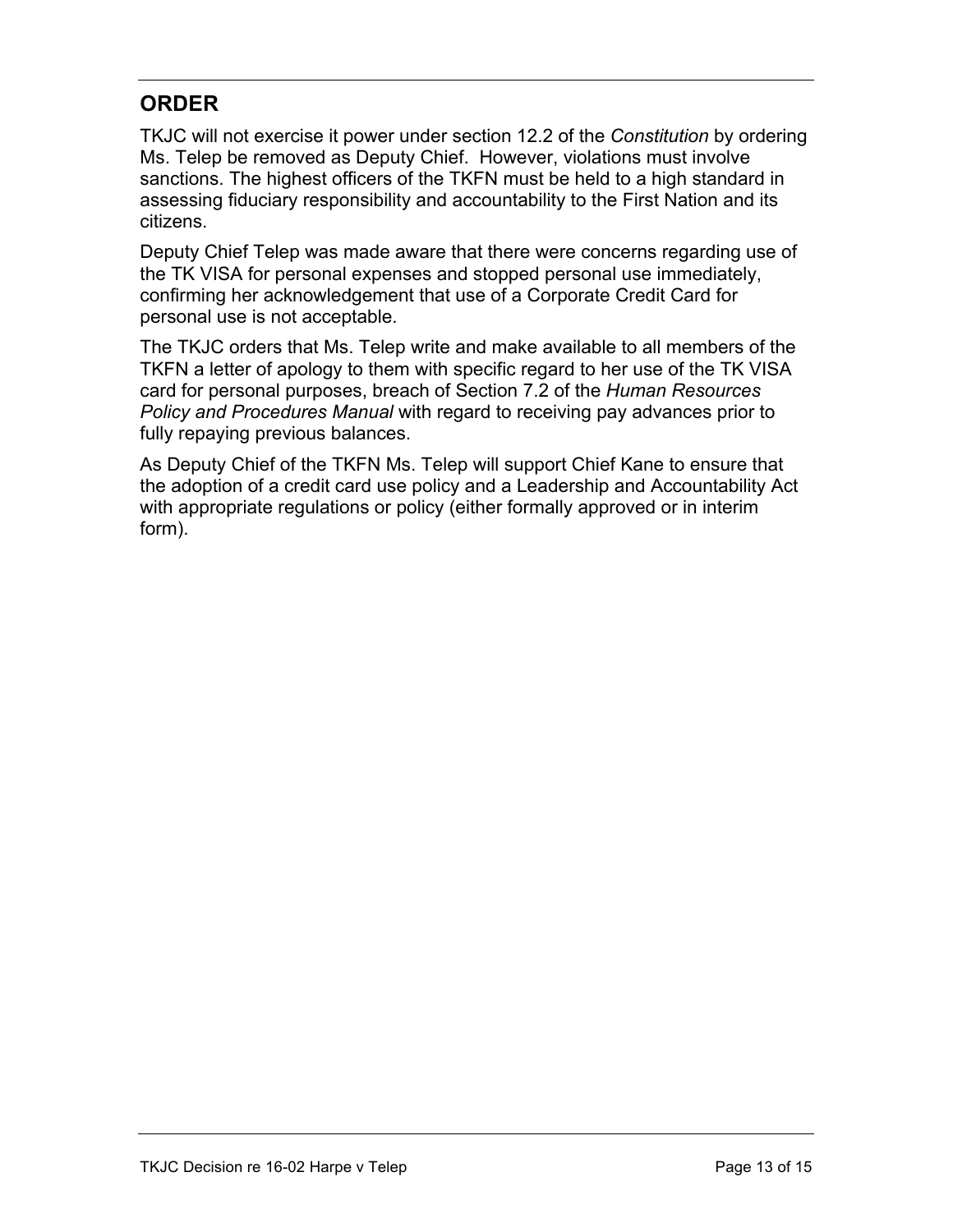## ORDER

TKJC will not exercise it power under section 12.2 of the *Constitution* by ordering Ms. Telep be removed as Deputy Chief. However, violations must involve sanctions. The highest officers of the TKFN must be held to a high standard in assessing fiduciary responsibility and accountability to the First Nation and its citizens.

Deputy Chief Telep was made aware that there were concerns regarding use of the TK VISA for personal expenses and stopped personal use immediately, confirming her acknowledgement that use of a Corporate Credit Card for personal use is not acceptable.

The TKJC orders that Ms. Telep write and make available to all members of the TKFN a letter of apology to them with specific regard to her use of the TK VISA card for personal purposes, breach of Section 7.2 of the *Human Resources Policy and Procedures Manual* with regard to receiving pay advances prior to fully repaying previous balances.

As Deputy Chief of the TKFN Ms. Telep will support Chief Kane to ensure that the adoption of a credit card use policy and a Leadership and Accountability Act with appropriate regulations or policy (either formally approved or in interim form).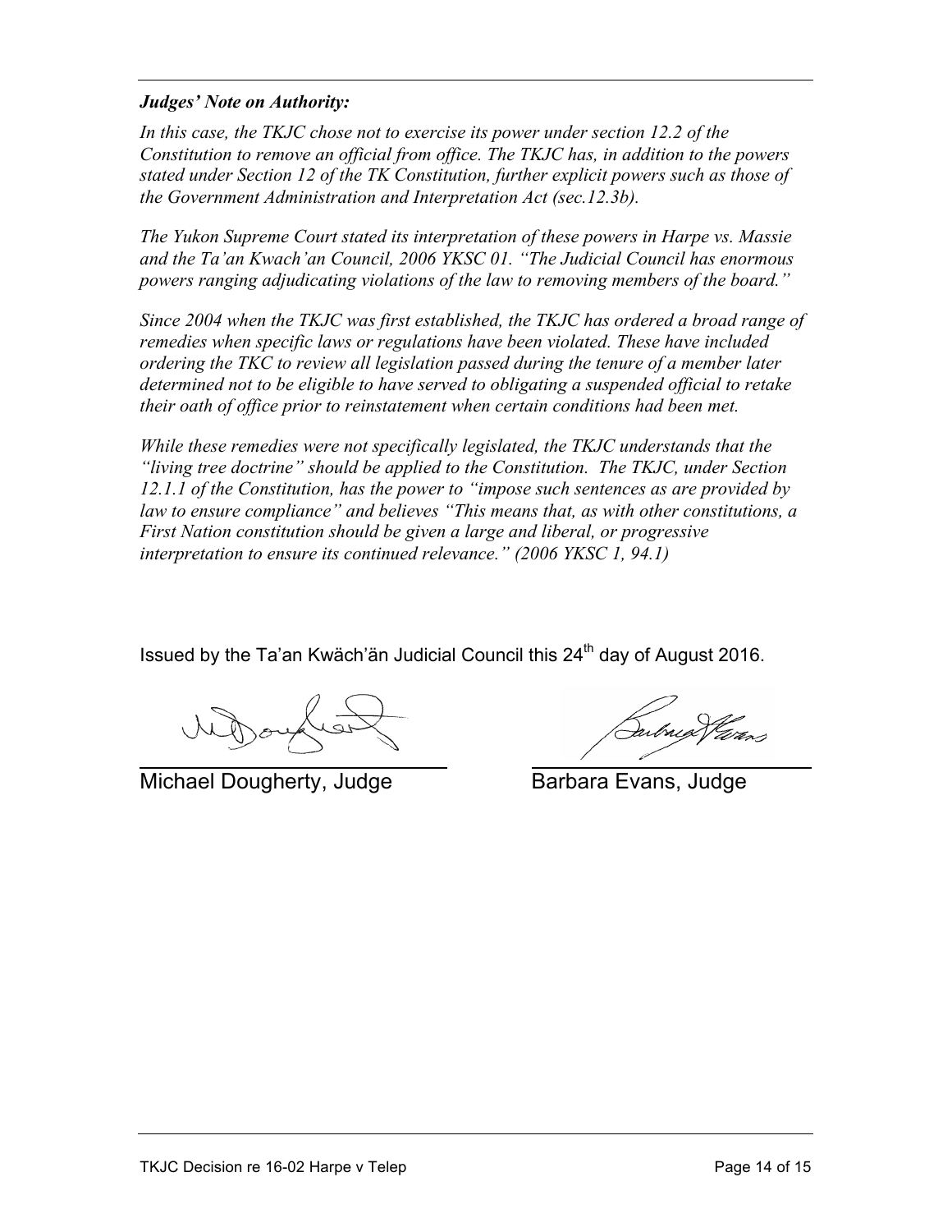***Judges' Note on Authority:***

*In this case, the TKJC chose not to exercise its power under section 12.2 of the Constitution to remove an official from office. The TKJC has, in addition to the powers stated under Section 12 of the TK Constitution, further explicit powers such as those of the Government Administration and Interpretation Act (sec.12.3b).*

*The Yukon Supreme Court stated its interpretation of these powers in Harpe vs. Massie and the Ta'an Kwach'an Council, 2006 YKSC 01. "The Judicial Council has enormous powers ranging adjudicating violations of the law to removing members of the board."*

*Since 2004 when the TKJC was first established, the TKJC has ordered a broad range of remedies when specific laws or regulations have been violated. These have included ordering the TKC to review all legislation passed during the tenure of a member later determined not to be eligible to have served to obligating a suspended official to retake their oath of office prior to reinstatement when certain conditions had been met.*

*While these remedies were not specifically legislated, the TKJC understands that the "living tree doctrine" should be applied to the Constitution. The TKJC, under Section 12.1.1 of the Constitution, has the power to "impose such sentences as are provided by law to ensure compliance" and believes "This means that, as with other constitutions, a First Nation constitution should be given a large and liberal, or progressive interpretation to ensure its continued relevance." (2006 YKSC 1, 94.1)*

Issued by the Ta'an Kwäch'än Judicial Council this 24th day of August 2016.

Michael Dougherty, Judge

Barbara Evans, Judge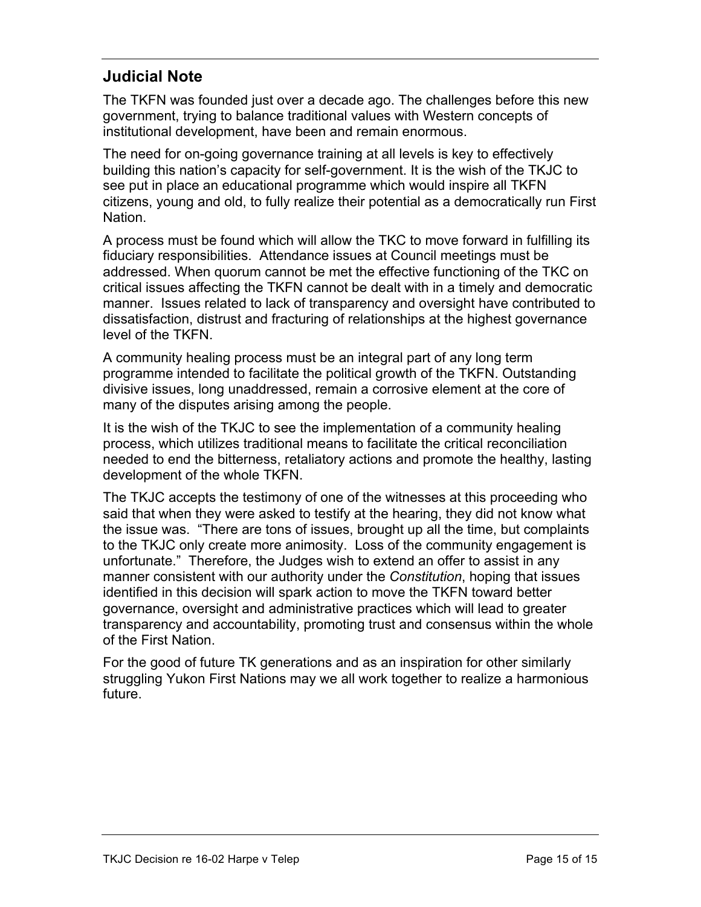## Judicial Note

The TKFN was founded just over a decade ago. The challenges before this new government, trying to balance traditional values with Western concepts of institutional development, have been and remain enormous.

The need for on-going governance training at all levels is key to effectively building this nation's capacity for self-government. It is the wish of the TKJC to see put in place an educational programme which would inspire all TKFN citizens, young and old, to fully realize their potential as a democratically run First Nation.

A process must be found which will allow the TKC to move forward in fulfilling its fiduciary responsibilities. Attendance issues at Council meetings must be addressed. When quorum cannot be met the effective functioning of the TKC on critical issues affecting the TKFN cannot be dealt with in a timely and democratic manner. Issues related to lack of transparency and oversight have contributed to dissatisfaction, distrust and fracturing of relationships at the highest governance level of the TKFN.

A community healing process must be an integral part of any long term programme intended to facilitate the political growth of the TKFN. Outstanding divisive issues, long unaddressed, remain a corrosive element at the core of many of the disputes arising among the people.

It is the wish of the TKJC to see the implementation of a community healing process, which utilizes traditional means to facilitate the critical reconciliation needed to end the bitterness, retaliatory actions and promote the healthy, lasting development of the whole TKFN.

The TKJC accepts the testimony of one of the witnesses at this proceeding who said that when they were asked to testify at the hearing, they did not know what the issue was. "There are tons of issues, brought up all the time, but complaints to the TKJC only create more animosity. Loss of the community engagement is unfortunate." Therefore, the Judges wish to extend an offer to assist in any manner consistent with our authority under the *Constitution*, hoping that issues identified in this decision will spark action to move the TKFN toward better governance, oversight and administrative practices which will lead to greater transparency and accountability, promoting trust and consensus within the whole of the First Nation.

For the good of future TK generations and as an inspiration for other similarly struggling Yukon First Nations may we all work together to realize a harmonious future.